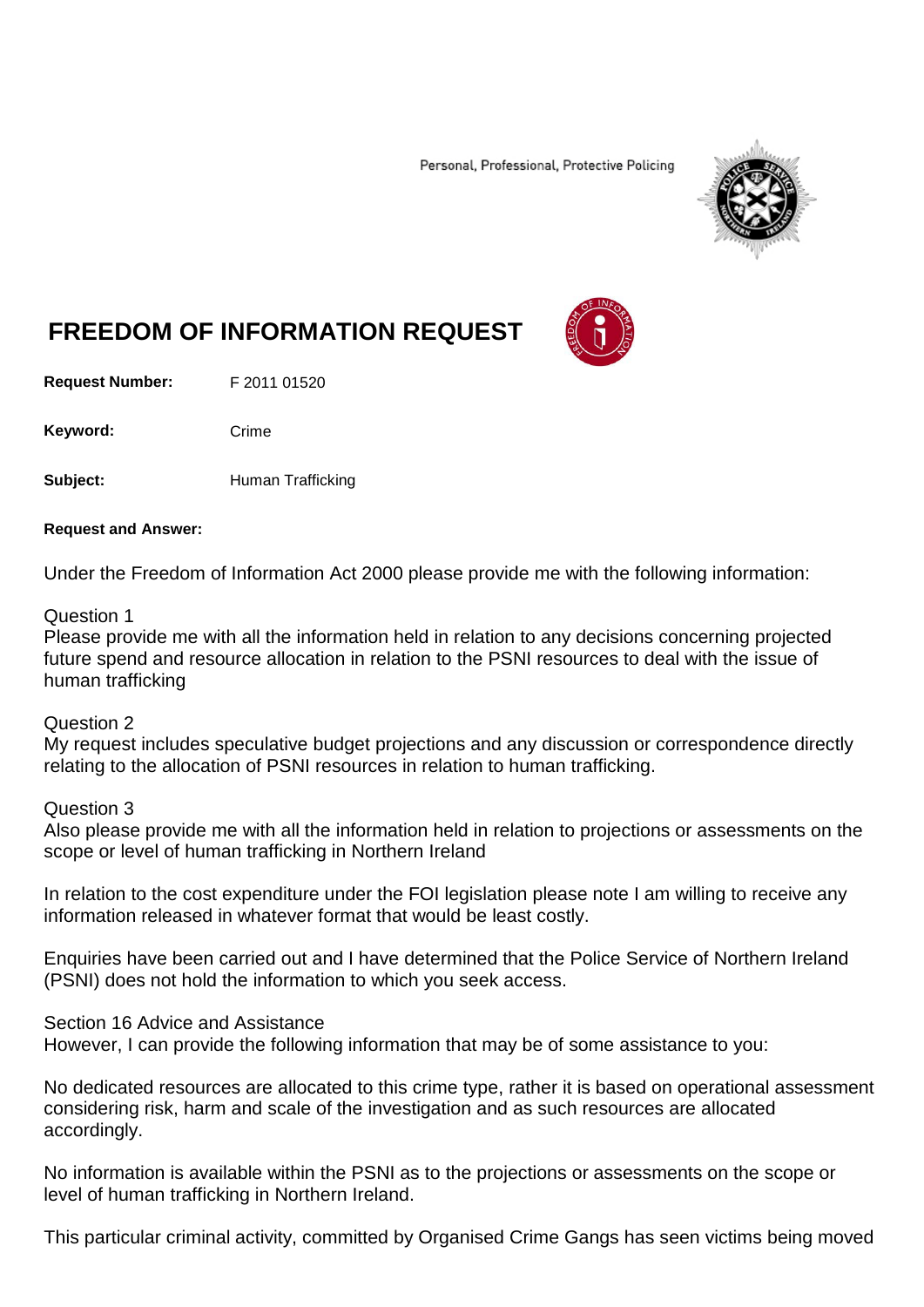Personal, Professional, Protective Policing

# FREEDOM OF INFORMATION REQUEST

**Request Number:** F 2011 01520

**Keyword:** Crime

**Subject:** Human Trafficking

**Request and Answer:**

Under the Freedom of Information Act 2000 please provide me with the following information:

Question 1
Please provide me with all the information held in relation to any decisions concerning projected future spend and resource allocation in relation to the PSNI resources to deal with the issue of human trafficking

Question 2
My request includes speculative budget projections and any discussion or correspondence directly relating to the allocation of PSNI resources in relation to human trafficking.

Question 3
Also please provide me with all the information held in relation to projections or assessments on the scope or level of human trafficking in Northern Ireland

In relation to the cost expenditure under the FOI legislation please note I am willing to receive any information released in whatever format that would be least costly.

Enquiries have been carried out and I have determined that the Police Service of Northern Ireland (PSNI) does not hold the information to which you seek access.

Section 16 Advice and Assistance
However, I can provide the following information that may be of some assistance to you:

No dedicated resources are allocated to this crime type, rather it is based on operational assessment considering risk, harm and scale of the investigation and as such resources are allocated accordingly.

No information is available within the PSNI as to the projections or assessments on the scope or level of human trafficking in Northern Ireland.

This particular criminal activity, committed by Organised Crime Gangs has seen victims being moved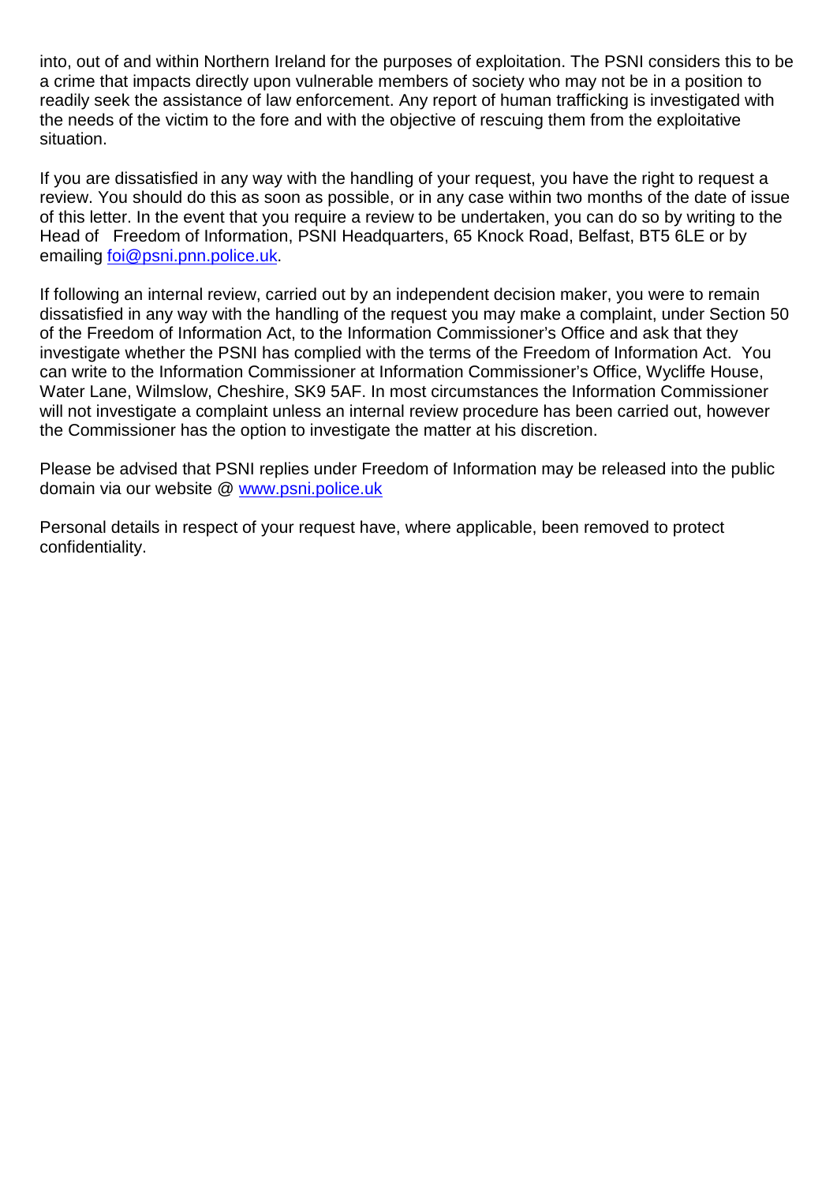into, out of and within Northern Ireland for the purposes of exploitation. The PSNI considers this to be a crime that impacts directly upon vulnerable members of society who may not be in a position to readily seek the assistance of law enforcement. Any report of human trafficking is investigated with the needs of the victim to the fore and with the objective of rescuing them from the exploitative situation.

If you are dissatisfied in any way with the handling of your request, you have the right to request a review. You should do this as soon as possible, or in any case within two months of the date of issue of this letter. In the event that you require a review to be undertaken, you can do so by writing to the Head of Freedom of Information, PSNI Headquarters, 65 Knock Road, Belfast, BT5 6LE or by emailing foi@psni.pnn.police.uk.

If following an internal review, carried out by an independent decision maker, you were to remain dissatisfied in any way with the handling of the request you may make a complaint, under Section 50 of the Freedom of Information Act, to the Information Commissioner's Office and ask that they investigate whether the PSNI has complied with the terms of the Freedom of Information Act. You can write to the Information Commissioner at Information Commissioner's Office, Wycliffe House, Water Lane, Wilmslow, Cheshire, SK9 5AF. In most circumstances the Information Commissioner will not investigate a complaint unless an internal review procedure has been carried out, however the Commissioner has the option to investigate the matter at his discretion.

Please be advised that PSNI replies under Freedom of Information may be released into the public domain via our website @ www.psni.police.uk

Personal details in respect of your request have, where applicable, been removed to protect confidentiality.